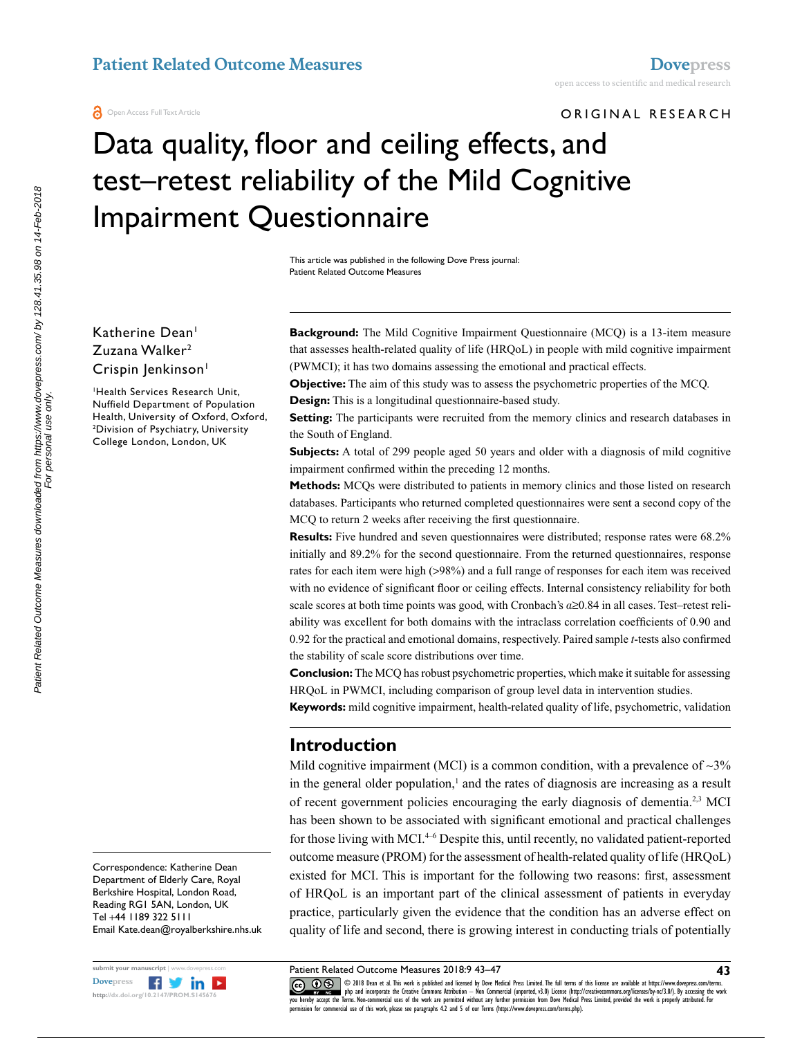ORIGINAL RESEARCH

# Data quality, floor and ceiling effects, and test–retest reliability of the Mild Cognitive Impairment Questionnaire

This article was published in the following Dove Press journal:
Patient Related Outcome Measures

Katherine Dean[1]
Zuzana Walker[2]
Crispin Jenkinson[1]

[1]Health Services Research Unit, Nuffield Department of Population Health, University of Oxford, Oxford, [2]Division of Psychiatry, University College London, London, UK

**Background:** The Mild Cognitive Impairment Questionnaire (MCQ) is a 13-item measure that assesses health-related quality of life (HRQoL) in people with mild cognitive impairment (PWMCI); it has two domains assessing the emotional and practical effects.

**Objective:** The aim of this study was to assess the psychometric properties of the MCQ.

**Design:** This is a longitudinal questionnaire-based study.

**Setting:** The participants were recruited from the memory clinics and research databases in the South of England.

**Subjects:** A total of 299 people aged 50 years and older with a diagnosis of mild cognitive impairment confirmed within the preceding 12 months.

**Methods:** MCQs were distributed to patients in memory clinics and those listed on research databases. Participants who returned completed questionnaires were sent a second copy of the MCQ to return 2 weeks after receiving the first questionnaire.

**Results:** Five hundred and seven questionnaires were distributed; response rates were 68.2% initially and 89.2% for the second questionnaire. From the returned questionnaires, response rates for each item were high (>98%) and a full range of responses for each item was received with no evidence of significant floor or ceiling effects. Internal consistency reliability for both scale scores at both time points was good, with Cronbach's $\alpha \geq 0.84$ in all cases. Test–retest reliability was excellent for both domains with the intraclass correlation coefficients of 0.90 and 0.92 for the practical and emotional domains, respectively. Paired sample *t*-tests also confirmed the stability of scale score distributions over time.

**Conclusion:** The MCQ has robust psychometric properties, which make it suitable for assessing HRQoL in PWMCI, including comparison of group level data in intervention studies.

**Keywords:** mild cognitive impairment, health-related quality of life, psychometric, validation

## Introduction

Mild cognitive impairment (MCI) is a common condition, with a prevalence of ~3% in the general older population,[1] and the rates of diagnosis are increasing as a result of recent government policies encouraging the early diagnosis of dementia.[2,3] MCI has been shown to be associated with significant emotional and practical challenges for those living with MCI.[4–6] Despite this, until recently, no validated patient-reported outcome measure (PROM) for the assessment of health-related quality of life (HRQoL) existed for MCI. This is important for the following two reasons: first, assessment of HRQoL is an important part of the clinical assessment of patients in everyday practice, particularly given the evidence that the condition has an adverse effect on quality of life and second, there is growing interest in conducting trials of potentially

Correspondence: Katherine Dean
Department of Elderly Care, Royal Berkshire Hospital, London Road, Reading RG1 5AN, London, UK
Tel +44 1189 322 5111
Email Kate.dean@royalberkshire.nhs.uk

© 2018 Dean et al. This work is published and licensed by Dove Medical Press Limited. The full terms of this license are available at https://www.dovepress.com/terms.php and incorporate the Creative Commons Attribution – Non Commercial (unported, v3.0) License (http://creativecommons.org/licenses/by-nc/3.0/). By accessing the work you hereby accept the Terms. Non-commercial uses of the work are permitted without any further permission from Dove Medical Press Limited, provided the work is properly attributed. For permission for commercial use of this work, please see paragraphs 4.2 and 5 of our Terms (https://www.dovepress.com/terms.php).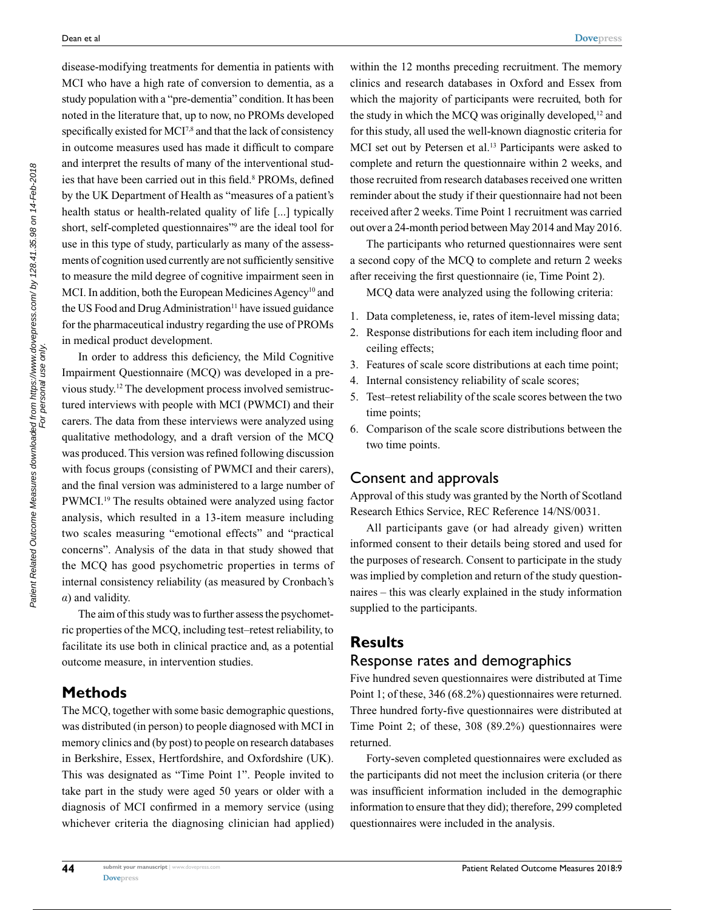disease-modifying treatments for dementia in patients with MCI who have a high rate of conversion to dementia, as a study population with a "pre-dementia" condition. It has been noted in the literature that, up to now, no PROMs developed specifically existed for MCI[7,8] and that the lack of consistency in outcome measures used has made it difficult to compare and interpret the results of many of the interventional studies that have been carried out in this field.[8] PROMs, defined by the UK Department of Health as "measures of a patient's health status or health-related quality of life [...] typically short, self-completed questionnaires"[9] are the ideal tool for use in this type of study, particularly as many of the assessments of cognition used currently are not sufficiently sensitive to measure the mild degree of cognitive impairment seen in MCI. In addition, both the European Medicines Agency[10] and the US Food and Drug Administration[11] have issued guidance for the pharmaceutical industry regarding the use of PROMs in medical product development.

In order to address this deficiency, the Mild Cognitive Impairment Questionnaire (MCQ) was developed in a previous study.[12] The development process involved semistructured interviews with people with MCI (PWMCI) and their carers. The data from these interviews were analyzed using qualitative methodology, and a draft version of the MCQ was produced. This version was refined following discussion with focus groups (consisting of PWMCI and their carers), and the final version was administered to a large number of PWMCI.[19] The results obtained were analyzed using factor analysis, which resulted in a 13-item measure including two scales measuring "emotional effects" and "practical concerns". Analysis of the data in that study showed that the MCQ has good psychometric properties in terms of internal consistency reliability (as measured by Cronbach's $\alpha$) and validity.

The aim of this study was to further assess the psychometric properties of the MCQ, including test–retest reliability, to facilitate its use both in clinical practice and, as a potential outcome measure, in intervention studies.

## Methods

The MCQ, together with some basic demographic questions, was distributed (in person) to people diagnosed with MCI in memory clinics and (by post) to people on research databases in Berkshire, Essex, Hertfordshire, and Oxfordshire (UK). This was designated as "Time Point 1". People invited to take part in the study were aged 50 years or older with a diagnosis of MCI confirmed in a memory service (using whichever criteria the diagnosing clinician had applied) within the 12 months preceding recruitment. The memory clinics and research databases in Oxford and Essex from which the majority of participants were recruited, both for the study in which the MCQ was originally developed,[12] and for this study, all used the well-known diagnostic criteria for MCI set out by Petersen et al.[13] Participants were asked to complete and return the questionnaire within 2 weeks, and those recruited from research databases received one written reminder about the study if their questionnaire had not been received after 2 weeks. Time Point 1 recruitment was carried out over a 24-month period between May 2014 and May 2016.

The participants who returned questionnaires were sent a second copy of the MCQ to complete and return 2 weeks after receiving the first questionnaire (ie, Time Point 2).

MCQ data were analyzed using the following criteria:

1. Data completeness, ie, rates of item-level missing data;
2. Response distributions for each item including floor and ceiling effects;
3. Features of scale score distributions at each time point;
4. Internal consistency reliability of scale scores;
5. Test–retest reliability of the scale scores between the two time points;
6. Comparison of the scale score distributions between the two time points.

## Consent and approvals

Approval of this study was granted by the North of Scotland Research Ethics Service, REC Reference 14/NS/0031.

All participants gave (or had already given) written informed consent to their details being stored and used for the purposes of research. Consent to participate in the study was implied by completion and return of the study questionnaires – this was clearly explained in the study information supplied to the participants.

## Results

### Response rates and demographics

Five hundred seven questionnaires were distributed at Time Point 1; of these, 346 (68.2%) questionnaires were returned. Three hundred forty-five questionnaires were distributed at Time Point 2; of these, 308 (89.2%) questionnaires were returned.

Forty-seven completed questionnaires were excluded as the participants did not meet the inclusion criteria (or there was insufficient information included in the demographic information to ensure that they did); therefore, 299 completed questionnaires were included in the analysis.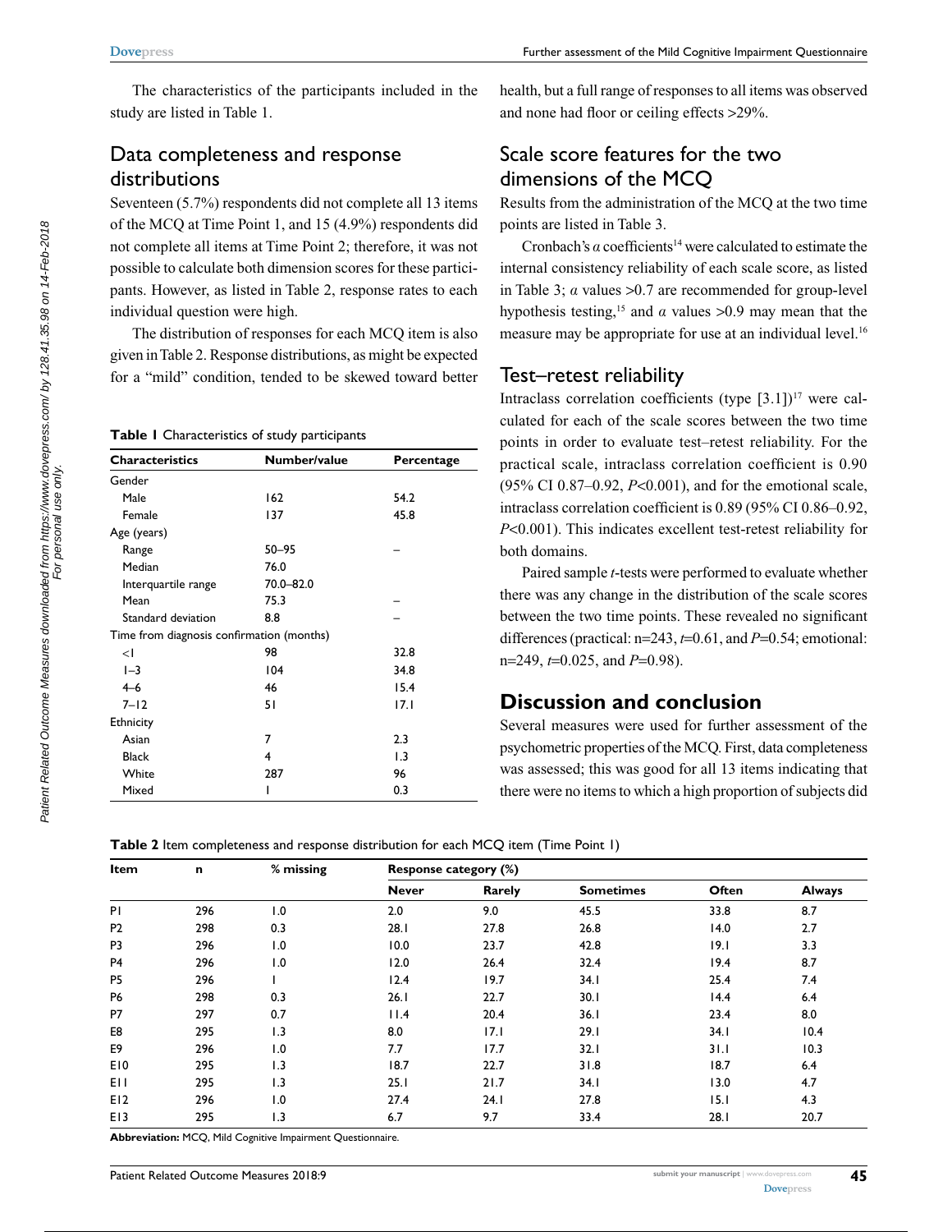The characteristics of the participants included in the study are listed in Table 1.

## Data completeness and response distributions

Seventeen (5.7%) respondents did not complete all 13 items of the MCQ at Time Point 1, and 15 (4.9%) respondents did not complete all items at Time Point 2; therefore, it was not possible to calculate both dimension scores for these participants. However, as listed in Table 2, response rates to each individual question were high.

The distribution of responses for each MCQ item is also given in Table 2. Response distributions, as might be expected for a "mild" condition, tended to be skewed toward better health, but a full range of responses to all items was observed and none had floor or ceiling effects >29%.

**Table 1** Characteristics of study participants

| Characteristics | Number/value | Percentage |
|---|---|---|
| Gender | | |
| Male | 162 | 54.2 |
| Female | 137 | 45.8 |
| Age (years) | | |
| Range | 50–95 | – |
| Median | 76.0 | |
| Interquartile range | 70.0–82.0 | |
| Mean | 75.3 | – |
| Standard deviation | 8.8 | – |
| Time from diagnosis confirmation (months) | | |
| <1 | 98 | 32.8 |
| 1–3 | 104 | 34.8 |
| 4–6 | 46 | 15.4 |
| 7–12 | 51 | 17.1 |
| Ethnicity | | |
| Asian | 7 | 2.3 |
| Black | 4 | 1.3 |
| White | 287 | 96 |
| Mixed | 1 | 0.3 |

## Scale score features for the two dimensions of the MCQ

Results from the administration of the MCQ at the two time points are listed in Table 3.

Cronbach's $\alpha$ coefficients[14] were calculated to estimate the internal consistency reliability of each scale score, as listed in Table 3; $\alpha$ values >0.7 are recommended for group-level hypothesis testing,[15] and $\alpha$ values >0.9 may mean that the measure may be appropriate for use at an individual level.[16]

## Test–retest reliability

Intraclass correlation coefficients (type [3.1])[17] were calculated for each of the scale scores between the two time points in order to evaluate test–retest reliability. For the practical scale, intraclass correlation coefficient is 0.90 (95% CI 0.87–0.92, $P$<0.001), and for the emotional scale, intraclass correlation coefficient is 0.89 (95% CI 0.86–0.92, $P$<0.001). This indicates excellent test-retest reliability for both domains.

Paired sample $t$-tests were performed to evaluate whether there was any change in the distribution of the scale scores between the two time points. These revealed no significant differences (practical: n=243, $t$=0.61, and $P$=0.54; emotional: n=249, $t$=0.025, and $P$=0.98).

# Discussion and conclusion

Several measures were used for further assessment of the psychometric properties of the MCQ. First, data completeness was assessed; this was good for all 13 items indicating that there were no items to which a high proportion of subjects did

**Table 2** Item completeness and response distribution for each MCQ item (Time Point 1)

| Item | n | % missing | Response category (%) | | | | |
|---|---|---|---|---|---|---|---|
| | | | Never | Rarely | Sometimes | Often | Always |
| P1 | 296 | 1.0 | 2.0 | 9.0 | 45.5 | 33.8 | 8.7 |
| P2 | 298 | 0.3 | 28.1 | 27.8 | 26.8 | 14.0 | 2.7 |
| P3 | 296 | 1.0 | 10.0 | 23.7 | 42.8 | 19.1 | 3.3 |
| P4 | 296 | 1.0 | 12.0 | 26.4 | 32.4 | 19.4 | 8.7 |
| P5 | 296 | 1 | 12.4 | 19.7 | 34.1 | 25.4 | 7.4 |
| P6 | 298 | 0.3 | 26.1 | 22.7 | 30.1 | 14.4 | 6.4 |
| P7 | 297 | 0.7 | 11.4 | 20.4 | 36.1 | 23.4 | 8.0 |
| E8 | 295 | 1.3 | 8.0 | 17.1 | 29.1 | 34.1 | 10.4 |
| E9 | 296 | 1.0 | 7.7 | 17.7 | 32.1 | 31.1 | 10.3 |
| E10 | 295 | 1.3 | 18.7 | 22.7 | 31.8 | 18.7 | 6.4 |
| E11 | 295 | 1.3 | 25.1 | 21.7 | 34.1 | 13.0 | 4.7 |
| E12 | 296 | 1.0 | 27.4 | 24.1 | 27.8 | 15.1 | 4.3 |
| E13 | 295 | 1.3 | 6.7 | 9.7 | 33.4 | 28.1 | 20.7 |

**Abbreviation:** MCQ, Mild Cognitive Impairment Questionnaire.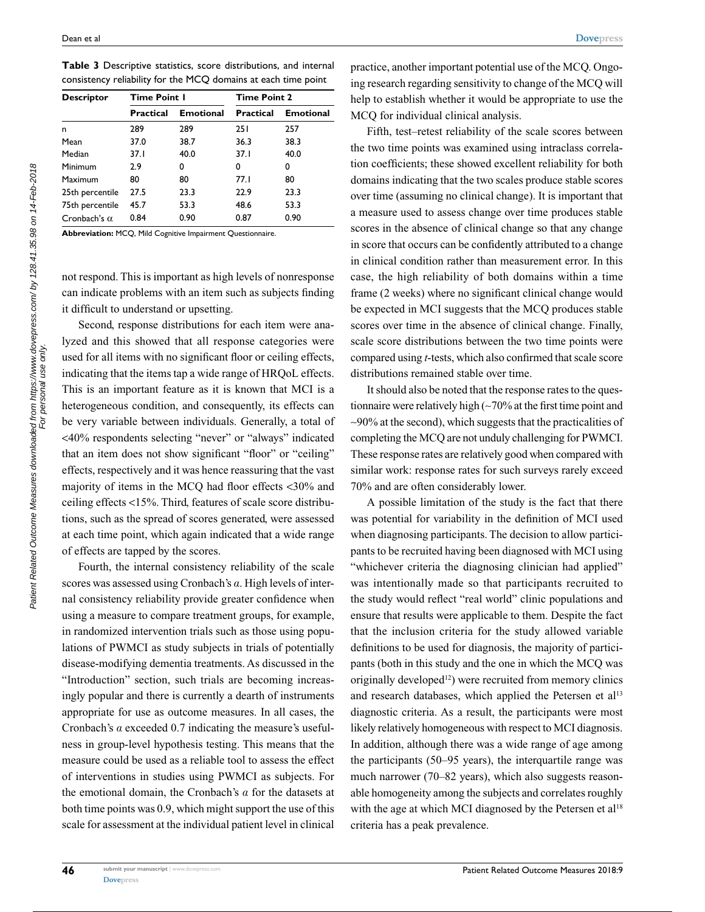**Table 3** Descriptive statistics, score distributions, and internal consistency reliability for the MCQ domains at each time point

| Descriptor | Time Point 1 | | Time Point 2 | |
|---|---|---|---|---|
| | Practical | Emotional | Practical | Emotional |
| n | 289 | 289 | 251 | 257 |
| Mean | 37.0 | 38.7 | 36.3 | 38.3 |
| Median | 37.1 | 40.0 | 37.1 | 40.0 |
| Minimum | 2.9 | 0 | 0 | 0 |
| Maximum | 80 | 80 | 77.1 | 80 |
| 25th percentile | 27.5 | 23.3 | 22.9 | 23.3 |
| 75th percentile | 45.7 | 53.3 | 48.6 | 53.3 |
| Cronbach's $\alpha$ | 0.84 | 0.90 | 0.87 | 0.90 |

**Abbreviation:** MCQ, Mild Cognitive Impairment Questionnaire.

not respond. This is important as high levels of nonresponse can indicate problems with an item such as subjects finding it difficult to understand or upsetting.

Second, response distributions for each item were analyzed and this showed that all response categories were used for all items with no significant floor or ceiling effects, indicating that the items tap a wide range of HRQoL effects. This is an important feature as it is known that MCI is a heterogeneous condition, and consequently, its effects can be very variable between individuals. Generally, a total of <40% respondents selecting "never" or "always" indicated that an item does not show significant "floor" or "ceiling" effects, respectively and it was hence reassuring that the vast majority of items in the MCQ had floor effects <30% and ceiling effects <15%. Third, features of scale score distributions, such as the spread of scores generated, were assessed at each time point, which again indicated that a wide range of effects are tapped by the scores.

Fourth, the internal consistency reliability of the scale scores was assessed using Cronbach's $\alpha$. High levels of internal consistency reliability provide greater confidence when using a measure to compare treatment groups, for example, in randomized intervention trials such as those using populations of PWMCI as study subjects in trials of potentially disease-modifying dementia treatments. As discussed in the "Introduction" section, such trials are becoming increasingly popular and there is currently a dearth of instruments appropriate for use as outcome measures. In all cases, the Cronbach's $\alpha$ exceeded 0.7 indicating the measure's usefulness in group-level hypothesis testing. This means that the measure could be used as a reliable tool to assess the effect of interventions in studies using PWMCI as subjects. For the emotional domain, the Cronbach's $\alpha$ for the datasets at both time points was 0.9, which might support the use of this scale for assessment at the individual patient level in clinical practice, another important potential use of the MCQ. Ongoing research regarding sensitivity to change of the MCQ will help to establish whether it would be appropriate to use the MCQ for individual clinical analysis.

Fifth, test–retest reliability of the scale scores between the two time points was examined using intraclass correlation coefficients; these showed excellent reliability for both domains indicating that the two scales produce stable scores over time (assuming no clinical change). It is important that a measure used to assess change over time produces stable scores in the absence of clinical change so that any change in score that occurs can be confidently attributed to a change in clinical condition rather than measurement error. In this case, the high reliability of both domains within a time frame (2 weeks) where no significant clinical change would be expected in MCI suggests that the MCQ produces stable scores over time in the absence of clinical change. Finally, scale score distributions between the two time points were compared using *t*-tests, which also confirmed that scale score distributions remained stable over time.

It should also be noted that the response rates to the questionnaire were relatively high (~70% at the first time point and ~90% at the second), which suggests that the practicalities of completing the MCQ are not unduly challenging for PWMCI. These response rates are relatively good when compared with similar work: response rates for such surveys rarely exceed 70% and are often considerably lower.

A possible limitation of the study is the fact that there was potential for variability in the definition of MCI used when diagnosing participants. The decision to allow participants to be recruited having been diagnosed with MCI using "whichever criteria the diagnosing clinician had applied" was intentionally made so that participants recruited to the study would reflect "real world" clinic populations and ensure that results were applicable to them. Despite the fact that the inclusion criteria for the study allowed variable definitions to be used for diagnosis, the majority of participants (both in this study and the one in which the MCQ was originally developed[12]) were recruited from memory clinics and research databases, which applied the Petersen et al[13] diagnostic criteria. As a result, the participants were most likely relatively homogeneous with respect to MCI diagnosis. In addition, although there was a wide range of age among the participants (50–95 years), the interquartile range was much narrower (70–82 years), which also suggests reasonable homogeneity among the subjects and correlates roughly with the age at which MCI diagnosed by the Petersen et al[18] criteria has a peak prevalence.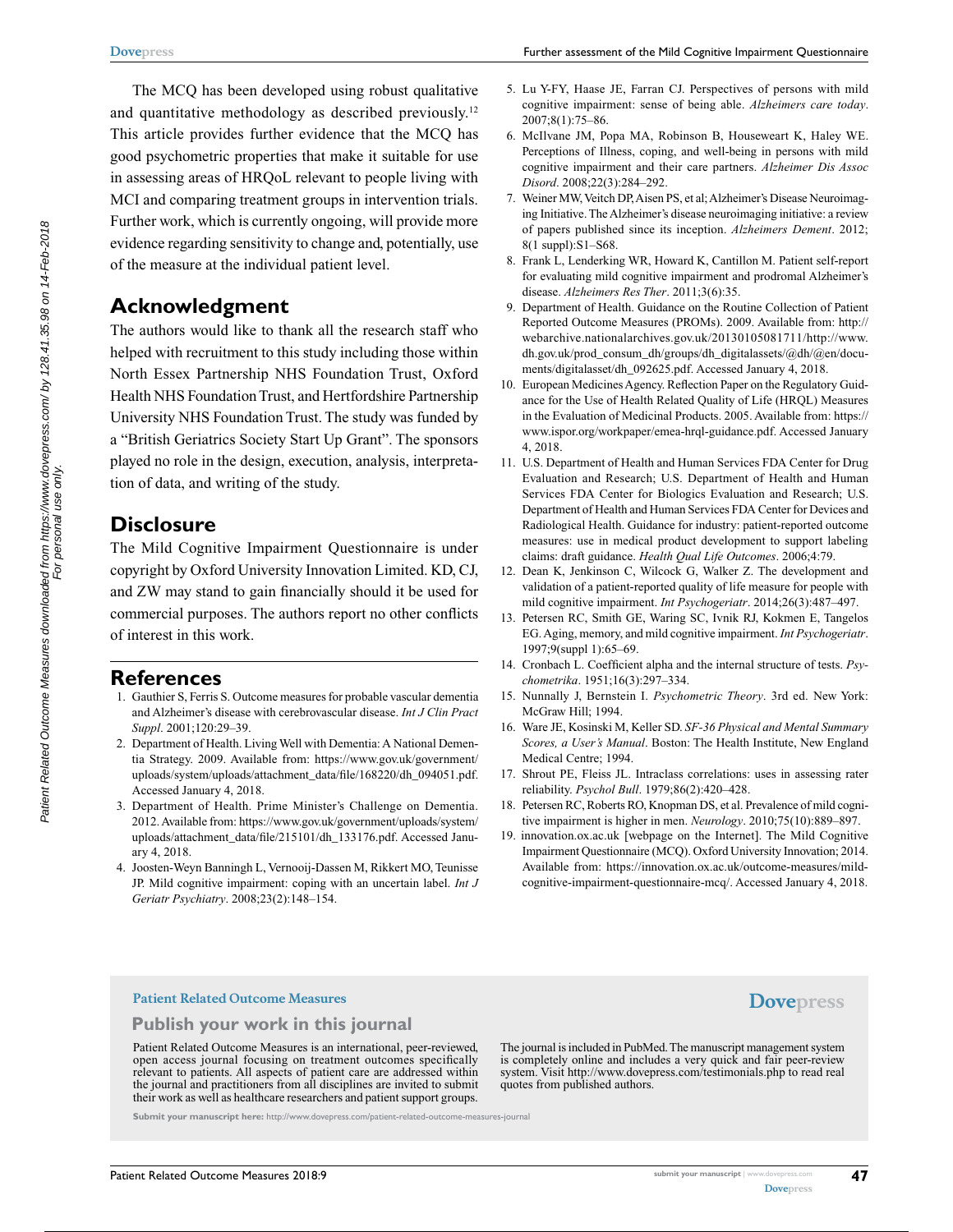The MCQ has been developed using robust qualitative and quantitative methodology as described previously.[12] This article provides further evidence that the MCQ has good psychometric properties that make it suitable for use in assessing areas of HRQoL relevant to people living with MCI and comparing treatment groups in intervention trials. Further work, which is currently ongoing, will provide more evidence regarding sensitivity to change and, potentially, use of the measure at the individual patient level.

## Acknowledgment

The authors would like to thank all the research staff who helped with recruitment to this study including those within North Essex Partnership NHS Foundation Trust, Oxford Health NHS Foundation Trust, and Hertfordshire Partnership University NHS Foundation Trust. The study was funded by a "British Geriatrics Society Start Up Grant". The sponsors played no role in the design, execution, analysis, interpretation of data, and writing of the study.

## Disclosure

The Mild Cognitive Impairment Questionnaire is under copyright by Oxford University Innovation Limited. KD, CJ, and ZW may stand to gain financially should it be used for commercial purposes. The authors report no other conflicts of interest in this work.

## References

1. Gauthier S, Ferris S. Outcome measures for probable vascular dementia and Alzheimer's disease with cerebrovascular disease. *Int J Clin Pract Suppl*. 2001;120:29–39.
2. Department of Health. Living Well with Dementia: A National Dementia Strategy. 2009. Available from: https://www.gov.uk/government/uploads/system/uploads/attachment_data/file/168220/dh_094051.pdf. Accessed January 4, 2018.
3. Department of Health. Prime Minister's Challenge on Dementia. 2012. Available from: https://www.gov.uk/government/uploads/system/uploads/attachment_data/file/215101/dh_133176.pdf. Accessed January 4, 2018.
4. Joosten-Weyn Banningh L, Vernooij-Dassen M, Rikkert MO, Teunisse JP. Mild cognitive impairment: coping with an uncertain label. *Int J Geriatr Psychiatry*. 2008;23(2):148–154.
5. Lu Y-FY, Haase JE, Farran CJ. Perspectives of persons with mild cognitive impairment: sense of being able. *Alzheimers care today*. 2007;8(1):75–86.
6. McIlvane JM, Popa MA, Robinson B, Houseweart K, Haley WE. Perceptions of Illness, coping, and well-being in persons with mild cognitive impairment and their care partners. *Alzheimer Dis Assoc Disord*. 2008;22(3):284–292.
7. Weiner MW, Veitch DP, Aisen PS, et al; Alzheimer's Disease Neuroimaging Initiative. The Alzheimer's disease neuroimaging initiative: a review of papers published since its inception. *Alzheimers Dement*. 2012; 8(1 suppl):S1–S68.
8. Frank L, Lenderking WR, Howard K, Cantillon M. Patient self-report for evaluating mild cognitive impairment and prodromal Alzheimer's disease. *Alzheimers Res Ther*. 2011;3(6):35.
9. Department of Health. Guidance on the Routine Collection of Patient Reported Outcome Measures (PROMs). 2009. Available from: http://webarchive.nationalarchives.gov.uk/20130105081711/http://www.dh.gov.uk/prod_consum_dh/groups/dh_digitalassets/@dh/@en/documents/digitalasset/dh_092625.pdf. Accessed January 4, 2018.
10. European Medicines Agency. Reflection Paper on the Regulatory Guidance for the Use of Health Related Quality of Life (HRQL) Measures in the Evaluation of Medicinal Products. 2005. Available from: https://www.ispor.org/workpaper/emea-hrql-guidance.pdf. Accessed January 4, 2018.
11. U.S. Department of Health and Human Services FDA Center for Drug Evaluation and Research; U.S. Department of Health and Human Services FDA Center for Biologics Evaluation and Research; U.S. Department of Health and Human Services FDA Center for Devices and Radiological Health. Guidance for industry: patient-reported outcome measures: use in medical product development to support labeling claims: draft guidance. *Health Qual Life Outcomes*. 2006;4:79.
12. Dean K, Jenkinson C, Wilcock G, Walker Z. The development and validation of a patient-reported quality of life measure for people with mild cognitive impairment. *Int Psychogeriatr*. 2014;26(3):487–497.
13. Petersen RC, Smith GE, Waring SC, Ivnik RJ, Kokmen E, Tangelos EG. Aging, memory, and mild cognitive impairment. *Int Psychogeriatr*. 1997;9(suppl 1):65–69.
14. Cronbach L. Coefficient alpha and the internal structure of tests. *Psychometrika*. 1951;16(3):297–334.
15. Nunnally J, Bernstein I. *Psychometric Theory*. 3rd ed. New York: McGraw Hill; 1994.
16. Ware JE, Kosinski M, Keller SD. *SF-36 Physical and Mental Summary Scores, a User's Manual*. Boston: The Health Institute, New England Medical Centre; 1994.
17. Shrout PE, Fleiss JL. Intraclass correlations: uses in assessing rater reliability. *Psychol Bull*. 1979;86(2):420–428.
18. Petersen RC, Roberts RO, Knopman DS, et al. Prevalence of mild cognitive impairment is higher in men. *Neurology*. 2010;75(10):889–897.
19. innovation.ox.ac.uk [webpage on the Internet]. The Mild Cognitive Impairment Questionnaire (MCQ). Oxford University Innovation; 2014. Available from: https://innovation.ox.ac.uk/outcome-measures/mild-cognitive-impairment-questionnaire-mcq/. Accessed January 4, 2018.